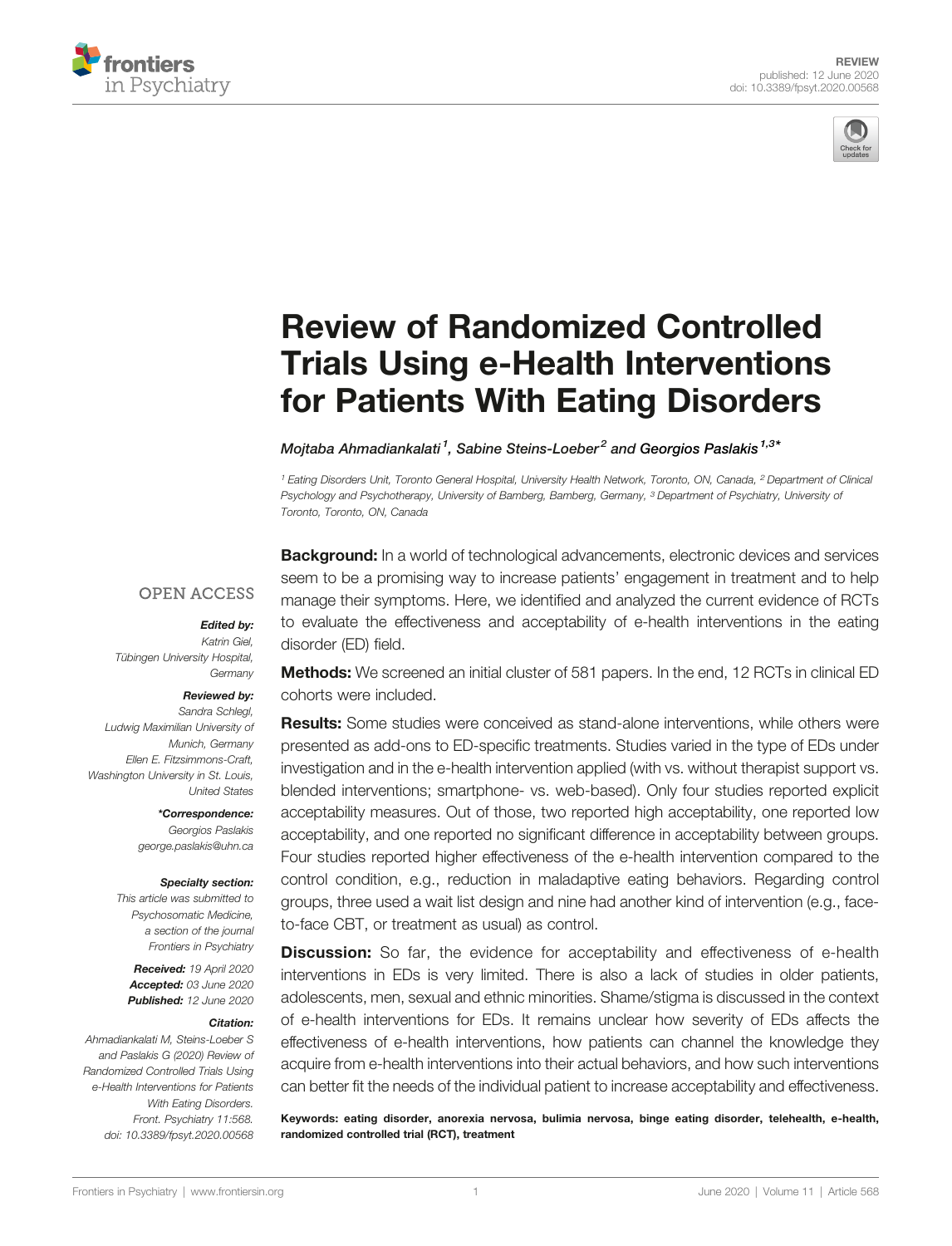REVIEW
published: 12 June 2020
doi: 10.3389/fpsyt.2020.00568

# Review of Randomized Controlled Trials Using e-Health Interventions for Patients With Eating Disorders

*Mojtaba Ahmadiankalati*[1], *Sabine Steins-Loeber*[2] *and Georgios Paslakis*[1,3]*

[1] Eating Disorders Unit, Toronto General Hospital, University Health Network, Toronto, ON, Canada, [2] Department of Clinical Psychology and Psychotherapy, University of Bamberg, Bamberg, Germany, [3] Department of Psychiatry, University of Toronto, Toronto, ON, Canada

OPEN ACCESS

***Edited by:***
Katrin Giel,
Tübingen University Hospital,
Germany

***Reviewed by:***
Sandra Schlegl,
Ludwig Maximilian University of Munich, Germany
Ellen E. Fitzsimmons-Craft,
Washington University in St. Louis,
United States

***\*Correspondence:***
Georgios Paslakis
george.paslakis@uhn.ca

***Specialty section:***
This article was submitted to Psychosomatic Medicine, a section of the journal Frontiers in Psychiatry

***Received:*** 19 April 2020
***Accepted:*** 03 June 2020
***Published:*** 12 June 2020

***Citation:***
Ahmadiankalati M, Steins-Loeber S and Paslakis G (2020) Review of Randomized Controlled Trials Using e-Health Interventions for Patients With Eating Disorders. Front. Psychiatry 11:568. doi: 10.3389/fpsyt.2020.00568

**Background:** In a world of technological advancements, electronic devices and services seem to be a promising way to increase patients' engagement in treatment and to help manage their symptoms. Here, we identified and analyzed the current evidence of RCTs to evaluate the effectiveness and acceptability of e-health interventions in the eating disorder (ED) field.

**Methods:** We screened an initial cluster of 581 papers. In the end, 12 RCTs in clinical ED cohorts were included.

**Results:** Some studies were conceived as stand-alone interventions, while others were presented as add-ons to ED-specific treatments. Studies varied in the type of EDs under investigation and in the e-health intervention applied (with vs. without therapist support vs. blended interventions; smartphone- vs. web-based). Only four studies reported explicit acceptability measures. Out of those, two reported high acceptability, one reported low acceptability, and one reported no significant difference in acceptability between groups. Four studies reported higher effectiveness of the e-health intervention compared to the control condition, e.g., reduction in maladaptive eating behaviors. Regarding control groups, three used a wait list design and nine had another kind of intervention (e.g., face-to-face CBT, or treatment as usual) as control.

**Discussion:** So far, the evidence for acceptability and effectiveness of e-health interventions in EDs is very limited. There is also a lack of studies in older patients, adolescents, men, sexual and ethnic minorities. Shame/stigma is discussed in the context of e-health interventions for EDs. It remains unclear how severity of EDs affects the effectiveness of e-health interventions, how patients can channel the knowledge they acquire from e-health interventions into their actual behaviors, and how such interventions can better fit the needs of the individual patient to increase acceptability and effectiveness.

**Keywords: eating disorder, anorexia nervosa, bulimia nervosa, binge eating disorder, telehealth, e-health, randomized controlled trial (RCT), treatment**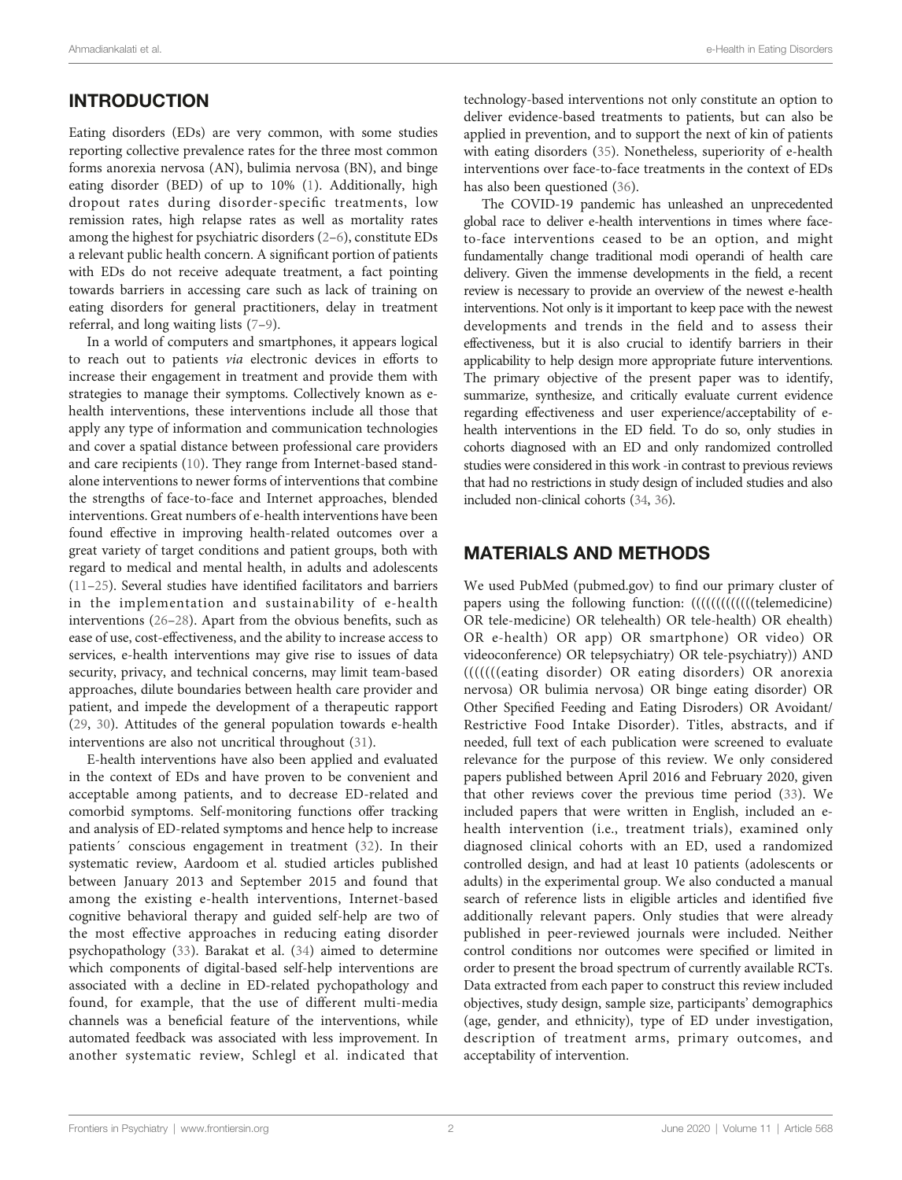## INTRODUCTION

Eating disorders (EDs) are very common, with some studies reporting collective prevalence rates for the three most common forms anorexia nervosa (AN), bulimia nervosa (BN), and binge eating disorder (BED) of up to 10% (1). Additionally, high dropout rates during disorder-specific treatments, low remission rates, high relapse rates as well as mortality rates among the highest for psychiatric disorders (2–6), constitute EDs a relevant public health concern. A significant portion of patients with EDs do not receive adequate treatment, a fact pointing towards barriers in accessing care such as lack of training on eating disorders for general practitioners, delay in treatment referral, and long waiting lists (7–9).

In a world of computers and smartphones, it appears logical to reach out to patients *via* electronic devices in efforts to increase their engagement in treatment and provide them with strategies to manage their symptoms. Collectively known as e-health interventions, these interventions include all those that apply any type of information and communication technologies and cover a spatial distance between professional care providers and care recipients (10). They range from Internet-based stand-alone interventions to newer forms of interventions that combine the strengths of face-to-face and Internet approaches, blended interventions. Great numbers of e-health interventions have been found effective in improving health-related outcomes over a great variety of target conditions and patient groups, both with regard to medical and mental health, in adults and adolescents (11–25). Several studies have identified facilitators and barriers in the implementation and sustainability of e-health interventions (26–28). Apart from the obvious benefits, such as ease of use, cost-effectiveness, and the ability to increase access to services, e-health interventions may give rise to issues of data security, privacy, and technical concerns, may limit team-based approaches, dilute boundaries between health care provider and patient, and impede the development of a therapeutic rapport (29, 30). Attitudes of the general population towards e-health interventions are also not uncritical throughout (31).

E-health interventions have also been applied and evaluated in the context of EDs and have proven to be convenient and acceptable among patients, and to decrease ED-related and comorbid symptoms. Self-monitoring functions offer tracking and analysis of ED-related symptoms and hence help to increase patients´ conscious engagement in treatment (32). In their systematic review, Aardoom et al. studied articles published between January 2013 and September 2015 and found that among the existing e-health interventions, Internet-based cognitive behavioral therapy and guided self-help are two of the most effective approaches in reducing eating disorder psychopathology (33). Barakat et al. (34) aimed to determine which components of digital-based self-help interventions are associated with a decline in ED-related pychopathology and found, for example, that the use of different multi-media channels was a beneficial feature of the interventions, while automated feedback was associated with less improvement. In another systematic review, Schlegl et al. indicated that technology-based interventions not only constitute an option to deliver evidence-based treatments to patients, but can also be applied in prevention, and to support the next of kin of patients with eating disorders (35). Nonetheless, superiority of e-health interventions over face-to-face treatments in the context of EDs has also been questioned (36).

The COVID-19 pandemic has unleashed an unprecedented global race to deliver e-health interventions in times where face-to-face interventions ceased to be an option, and might fundamentally change traditional modi operandi of health care delivery. Given the immense developments in the field, a recent review is necessary to provide an overview of the newest e-health interventions. Not only is it important to keep pace with the newest developments and trends in the field and to assess their effectiveness, but it is also crucial to identify barriers in their applicability to help design more appropriate future interventions. The primary objective of the present paper was to identify, summarize, synthesize, and critically evaluate current evidence regarding effectiveness and user experience/acceptability of e-health interventions in the ED field. To do so, only studies in cohorts diagnosed with an ED and only randomized controlled studies were considered in this work -in contrast to previous reviews that had no restrictions in study design of included studies and also included non-clinical cohorts (34, 36).

## MATERIALS AND METHODS

We used PubMed (pubmed.gov) to find our primary cluster of papers using the following function: ((((((((((((telemedicine) OR tele-medicine) OR telehealth) OR tele-health) OR ehealth) OR e-health) OR app) OR smartphone) OR video) OR videoconference) OR telepsychiatry) OR tele-psychiatry)) AND (((((((eating disorder) OR eating disorders) OR anorexia nervosa) OR bulimia nervosa) OR binge eating disorder) OR Other Specified Feeding and Eating Disroders) OR Avoidant/Restrictive Food Intake Disorder). Titles, abstracts, and if needed, full text of each publication were screened to evaluate relevance for the purpose of this review. We only considered papers published between April 2016 and February 2020, given that other reviews cover the previous time period (33). We included papers that were written in English, included an e-health intervention (i.e., treatment trials), examined only diagnosed clinical cohorts with an ED, used a randomized controlled design, and had at least 10 patients (adolescents or adults) in the experimental group. We also conducted a manual search of reference lists in eligible articles and identified five additionally relevant papers. Only studies that were already published in peer-reviewed journals were included. Neither control conditions nor outcomes were specified or limited in order to present the broad spectrum of currently available RCTs. Data extracted from each paper to construct this review included objectives, study design, sample size, participants' demographics (age, gender, and ethnicity), type of ED under investigation, description of treatment arms, primary outcomes, and acceptability of intervention.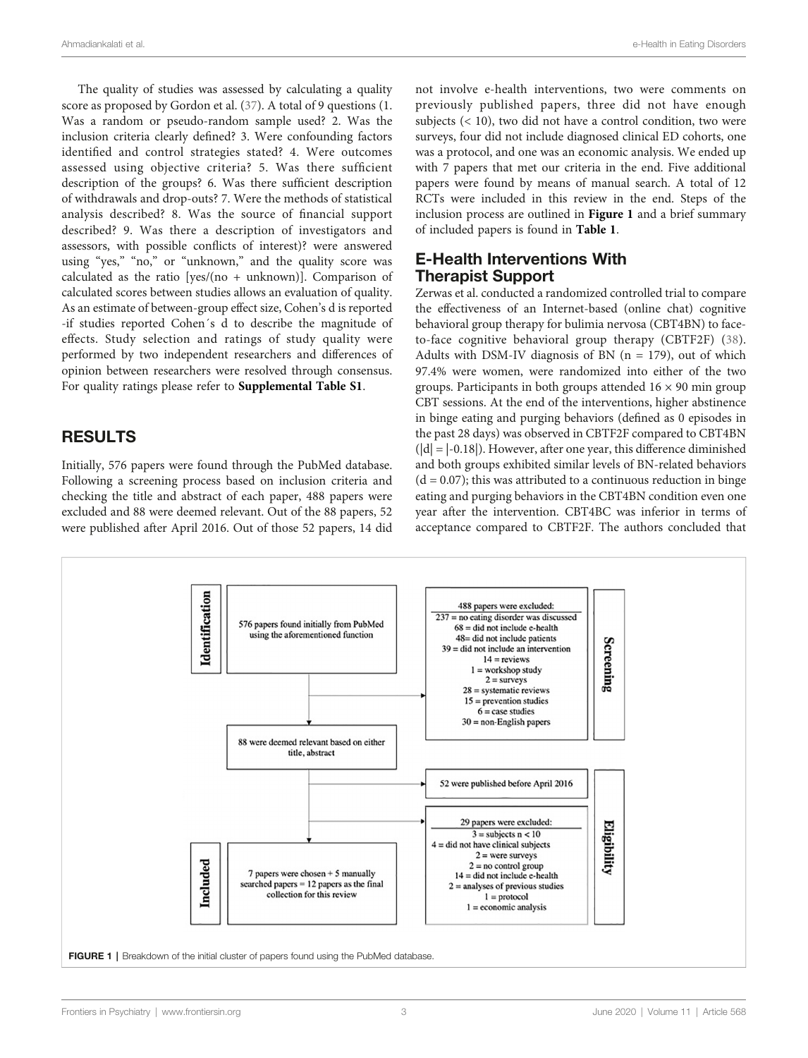The quality of studies was assessed by calculating a quality score as proposed by Gordon et al. (37). A total of 9 questions (1. Was a random or pseudo-random sample used? 2. Was the inclusion criteria clearly defined? 3. Were confounding factors identified and control strategies stated? 4. Were outcomes assessed using objective criteria? 5. Was there sufficient description of the groups? 6. Was there sufficient description of withdrawals and drop-outs? 7. Were the methods of statistical analysis described? 8. Was the source of financial support described? 9. Was there a description of investigators and assessors, with possible conflicts of interest)? were answered using "yes," "no," or "unknown," and the quality score was calculated as the ratio [yes/(no + unknown)]. Comparison of calculated scores between studies allows an evaluation of quality. As an estimate of between-group effect size, Cohen's d is reported -if studies reported Cohen´s d to describe the magnitude of effects. Study selection and ratings of study quality were performed by two independent researchers and differences of opinion between researchers were resolved through consensus. For quality ratings please refer to **Supplemental Table S1**.

## RESULTS

Initially, 576 papers were found through the PubMed database. Following a screening process based on inclusion criteria and checking the title and abstract of each paper, 488 papers were excluded and 88 were deemed relevant. Out of the 88 papers, 52 were published after April 2016. Out of those 52 papers, 14 did not involve e-health interventions, two were comments on previously published papers, three did not have enough subjects (< 10), two did not have a control condition, two were surveys, four did not include diagnosed clinical ED cohorts, one was a protocol, and one was an economic analysis. We ended up with 7 papers that met our criteria in the end. Five additional papers were found by means of manual search. A total of 12 RCTs were included in this review in the end. Steps of the inclusion process are outlined in **Figure 1** and a brief summary of included papers is found in **Table 1**.

### E-Health Interventions With Therapist Support

Zerwas et al. conducted a randomized controlled trial to compare the effectiveness of an Internet-based (online chat) cognitive behavioral group therapy for bulimia nervosa (CBT4BN) to face-to-face cognitive behavioral group therapy (CBTF2F) (38). Adults with DSM-IV diagnosis of BN (n = 179), out of which 97.4% were women, were randomized into either of the two groups. Participants in both groups attended 16 × 90 min group CBT sessions. At the end of the interventions, higher abstinence in binge eating and purging behaviors (defined as 0 episodes in the past 28 days) was observed in CBTF2F compared to CBT4BN ($|d| = |-0.18|$). However, after one year, this difference diminished and both groups exhibited similar levels of BN-related behaviors ($d = 0.07$); this was attributed to a continuous reduction in binge eating and purging behaviors in the CBT4BN condition even one year after the intervention. CBT4BC was inferior in terms of acceptance compared to CBTF2F. The authors concluded that

**Identification**

576 papers found initially from PubMed using the aforementioned function

**Screening**

488 papers were excluded:
237 = no eating disorder was discussed
68 = did not include e-health
48= did not include patients
39 = did not include an intervention
14 = reviews
1 = workshop study
2 = surveys
28 = systematic reviews
15 = prevention studies
6 = case studies
30 = non-English papers

88 were deemed relevant based on either title, abstract

52 were published before April 2016

**Eligibility**

29 papers were excluded:
3 = subjects n < 10
4 = did not have clinical subjects
2 = were surveys
2 = no control group
14 = did not include e-health
2 = analyses of previous studies
1 = protocol
1 = economic analysis

**Included**

7 papers were chosen + 5 manually searched papers = 12 papers as the final collection for this review

**FIGURE 1** | Breakdown of the initial cluster of papers found using the PubMed database.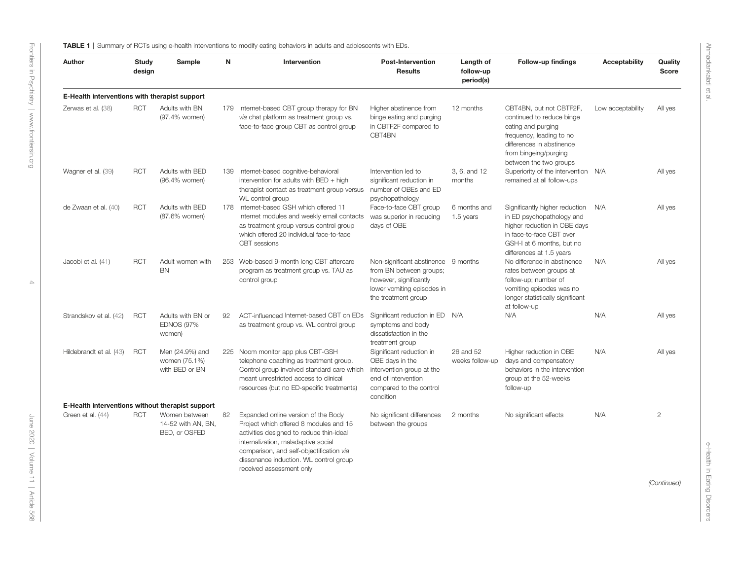**TABLE 1** | Summary of RCTs using e-health interventions to modify eating behaviors in adults and adolescents with EDs.

| Author | Study design | Sample | N | Intervention | Post-Intervention Results | Length of follow-up period(s) | Follow-up findings | Acceptability | Quality Score |
|---|---|---|---|---|---|---|---|---|---|
| **E-Health interventions with therapist support** | | | | | | | | | |
| Zerwas et al. (38) | RCT | Adults with BN (97.4% women) | 179 | Internet-based CBT group therapy for BN *via* chat platform as treatment group vs. face-to-face group CBT as control group | Higher abstinence from binge eating and purging in CBTF2F compared to CBT4BN | 12 months | CBT4BN, but not CBTF2F, continued to reduce binge eating and purging frequency, leading to no differences in abstinence from bingeing/purging between the two groups | Low acceptability | All yes |
| Wagner et al. (39) | RCT | Adults with BED (96.4% women) | 139 | Internet-based cognitive-behavioral intervention for adults with BED + high therapist contact as treatment group versus WL control group | Intervention led to significant reduction in number of OBEs and ED psychopathology | 3, 6, and 12 months | Superiority of the intervention remained at all follow-ups | N/A | All yes |
| de Zwaan et al. (40) | RCT | Adults with BED (87.6% women) | 178 | Internet-based GSH which offered 11 Internet modules and weekly email contacts as treatment group versus control group which offered 20 individual face-to-face CBT sessions | Face-to-face CBT group was superior in reducing days of OBE | 6 months and 1.5 years | Significantly higher reduction in ED psychopathology and higher reduction in OBE days in face-to-face CBT over GSH-I at 6 months, but no differences at 1.5 years | N/A | All yes |
| Jacobi et al. (41) | RCT | Adult women with BN | 253 | Web-based 9-month long CBT aftercare program as treatment group vs. TAU as control group | Non-significant abstinence from BN between groups; however, significantly lower vomiting episodes in the treatment group | 9 months | No difference in abstinence rates between groups at follow-up; number of vomiting episodes was no longer statistically significant at follow-up | N/A | All yes |
| Strandskov et al. (42) | RCT | Adults with BN or EDNOS (97% women) | 92 | ACT-influenced Internet-based CBT on EDs as treatment group vs. WL control group | Significant reduction in ED symptoms and body dissatisfaction in the treatment group | N/A | N/A | N/A | All yes |
| Hildebrandt et al. (43) | RCT | Men (24.9%) and women (75.1%) with BED or BN | 225 | Noom monitor app plus CBT-GSH telephone coaching as treatment group. Control group involved standard care which meant unrestricted access to clinical resources (but no ED-specific treatments) | Significant reduction in OBE days in the intervention group at the end of intervention compared to the control condition | 26 and 52 weeks follow-up | Higher reduction in OBE days and compensatory behaviors in the intervention group at the 52-weeks follow-up | N/A | All yes |
| **E-Health interventions without therapist support** | | | | | | | | | |
| Green et al. (44) | RCT | Women between 14-52 with AN, BN, BED, or OSFED | 82 | Expanded online version of the Body Project which offered 8 modules and 15 activities designed to reduce thin-ideal internalization, maladaptive social comparison, and self-objectification *via* dissonance induction. WL control group received assessment only | No significant differences between the groups | 2 months | No significant effects | N/A | 2 |

*(Continued)*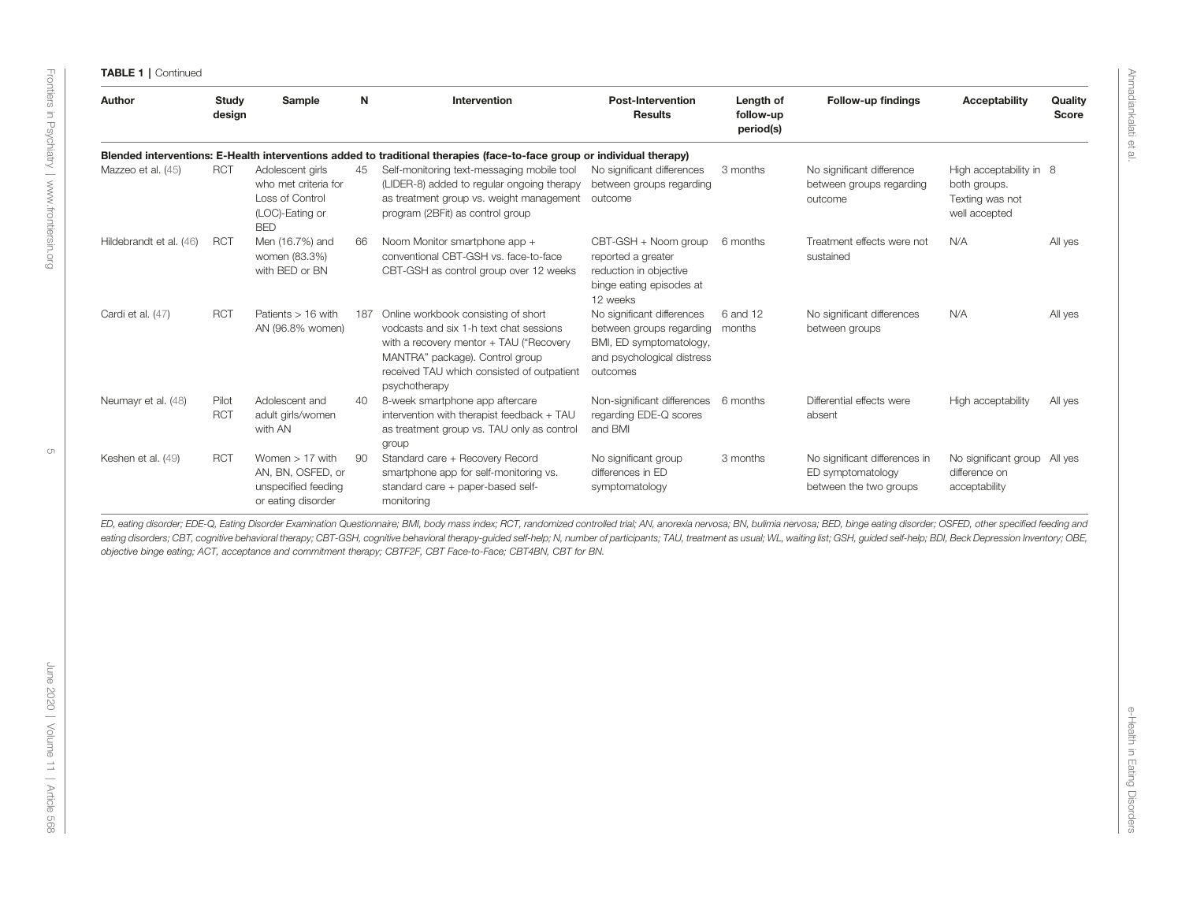**TABLE 1 |** Continued

| Author | Study design | Sample | N | Intervention | Post-Intervention Results | Length of follow-up period(s) | Follow-up findings | Acceptability | Quality Score |
|---|---|---|---|---|---|---|---|---|---|
| **Blended interventions: E-Health interventions added to traditional therapies (face-to-face group or individual therapy)** | | | | | | | | | |
| Mazzeo et al. (45) | RCT | Adolescent girls who met criteria for Loss of Control (LOC)-Eating or BED | 45 | Self-monitoring text-messaging mobile tool (LIDER-8) added to regular ongoing therapy as treatment group vs. weight management program (2BFit) as control group | No significant differences between groups regarding outcome | 3 months | No significant difference between groups regarding outcome | High acceptability in both groups. Texting was not well accepted | 8 |
| Hildebrandt et al. (46) | RCT | Men (16.7%) and women (83.3%) with BED or BN | 66 | Noom Monitor smartphone app + conventional CBT-GSH vs. face-to-face CBT-GSH as control group over 12 weeks | CBT-GSH + Noom group reported a greater reduction in objective binge eating episodes at 12 weeks | 6 months | Treatment effects were not sustained | N/A | All yes |
| Cardi et al. (47) | RCT | Patients > 16 with AN (96.8% women) | 187 | Online workbook consisting of short vodcasts and six 1-h text chat sessions with a recovery mentor + TAU ("Recovery MANTRA" package). Control group received TAU which consisted of outpatient psychotherapy | No significant differences between groups regarding BMI, ED symptomatology, and psychological distress outcomes | 6 and 12 months | No significant differences between groups | N/A | All yes |
| Neumayr et al. (48) | Pilot RCT | Adolescent and adult girls/women with AN | 40 | 8-week smartphone app aftercare intervention with therapist feedback + TAU as treatment group vs. TAU only as control group | Non-significant differences regarding EDE-Q scores and BMI | 6 months | Differential effects were absent | High acceptability | All yes |
| Keshen et al. (49) | RCT | Women > 17 with AN, BN, OSFED, or unspecified feeding or eating disorder | 90 | Standard care + Recovery Record smartphone app for self-monitoring vs. standard care + paper-based self-monitoring | No significant group differences in ED symptomatology | 3 months | No significant differences in ED symptomatology between the two groups | No significant group difference on acceptability | All yes |

*ED, eating disorder; EDE-Q, Eating Disorder Examination Questionnaire; BMI, body mass index; RCT, randomized controlled trial; AN, anorexia nervosa; BN, bulimia nervosa; BED, binge eating disorder; OSFED, other specified feeding and eating disorders; CBT, cognitive behavioral therapy; CBT-GSH, cognitive behavioral therapy-guided self-help; N, number of participants; TAU, treatment as usual; WL, waiting list; GSH, guided self-help; BDI, Beck Depression Inventory; OBE, objective binge eating; ACT, acceptance and commitment therapy; CBTF2F, CBT Face-to-Face; CBT4BN, CBT for BN.*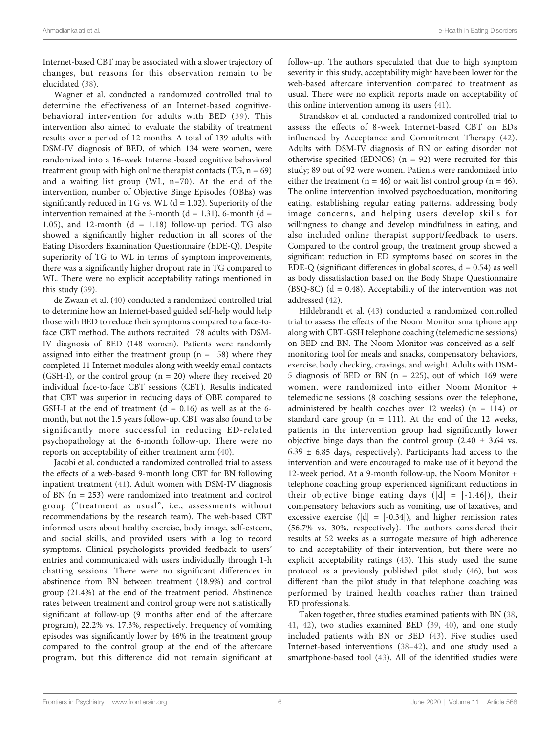Internet-based CBT may be associated with a slower trajectory of changes, but reasons for this observation remain to be elucidated (38).

Wagner et al. conducted a randomized controlled trial to determine the effectiveness of an Internet-based cognitive-behavioral intervention for adults with BED (39). This intervention also aimed to evaluate the stability of treatment results over a period of 12 months. A total of 139 adults with DSM-IV diagnosis of BED, of which 134 were women, were randomized into a 16-week Internet-based cognitive behavioral treatment group with high online therapist contacts (TG, n = 69) and a waiting list group (WL, n=70). At the end of the intervention, number of Objective Binge Episodes (OBEs) was significantly reduced in TG vs. WL (d = 1.02). Superiority of the intervention remained at the 3-month (d = 1.31), 6-month (d = 1.05), and 12-month (d = 1.18) follow-up period. TG also showed a significantly higher reduction in all scores of the Eating Disorders Examination Questionnaire (EDE-Q). Despite superiority of TG to WL in terms of symptom improvements, there was a significantly higher dropout rate in TG compared to WL. There were no explicit acceptability ratings mentioned in this study (39).

de Zwaan et al. (40) conducted a randomized controlled trial to determine how an Internet-based guided self-help would help those with BED to reduce their symptoms compared to a face-to-face CBT method. The authors recruited 178 adults with DSM-IV diagnosis of BED (148 women). Patients were randomly assigned into either the treatment group (n = 158) where they completed 11 Internet modules along with weekly email contacts (GSH-I), or the control group (n = 20) where they received 20 individual face-to-face CBT sessions (CBT). Results indicated that CBT was superior in reducing days of OBE compared to GSH-I at the end of treatment (d = 0.16) as well as at the 6-month, but not the 1.5 years follow-up. CBT was also found to be significantly more successful in reducing ED-related psychopathology at the 6-month follow-up. There were no reports on acceptability of either treatment arm (40).

Jacobi et al. conducted a randomized controlled trial to assess the effects of a web-based 9-month long CBT for BN following inpatient treatment (41). Adult women with DSM-IV diagnosis of BN (n = 253) were randomized into treatment and control group ("treatment as usual", i.e., assessments without recommendations by the research team). The web-based CBT informed users about healthy exercise, body image, self-esteem, and social skills, and provided users with a log to record symptoms. Clinical psychologists provided feedback to users' entries and communicated with users individually through 1-h chatting sessions. There were no significant differences in abstinence from BN between treatment (18.9%) and control group (21.4%) at the end of the treatment period. Abstinence rates between treatment and control group were not statistically significant at follow-up (9 months after end of the aftercare program), 22.2% vs. 17.3%, respectively. Frequency of vomiting episodes was significantly lower by 46% in the treatment group compared to the control group at the end of the aftercare program, but this difference did not remain significant at follow-up. The authors speculated that due to high symptom severity in this study, acceptability might have been lower for the web-based aftercare intervention compared to treatment as usual. There were no explicit reports made on acceptability of this online intervention among its users (41).

Strandskov et al. conducted a randomized controlled trial to assess the effects of 8-week Internet-based CBT on EDs influenced by Acceptance and Commitment Therapy (42). Adults with DSM-IV diagnosis of BN or eating disorder not otherwise specified (EDNOS) (n = 92) were recruited for this study; 89 out of 92 were women. Patients were randomized into either the treatment (n = 46) or wait list control group (n = 46). The online intervention involved psychoeducation, monitoring eating, establishing regular eating patterns, addressing body image concerns, and helping users develop skills for willingness to change and develop mindfulness in eating, and also included online therapist support/feedback to users. Compared to the control group, the treatment group showed a significant reduction in ED symptoms based on scores in the EDE-Q (significant differences in global scores, d = 0.54) as well as body dissatisfaction based on the Body Shape Questionnaire (BSQ-8C) (d = 0.48). Acceptability of the intervention was not addressed (42).

Hildebrandt et al. (43) conducted a randomized controlled trial to assess the effects of the Noom Monitor smartphone app along with CBT-GSH telephone coaching (telemedicine sessions) on BED and BN. The Noom Monitor was conceived as a self-monitoring tool for meals and snacks, compensatory behaviors, exercise, body checking, cravings, and weight. Adults with DSM-5 diagnosis of BED or BN (n = 225), out of which 169 were women, were randomized into either Noom Monitor + telemedicine sessions (8 coaching sessions over the telephone, administered by health coaches over 12 weeks) (n = 114) or standard care group (n = 111). At the end of the 12 weeks, patients in the intervention group had significantly lower objective binge days than the control group ($2.40 \pm 3.64$ vs. $6.39 \pm 6.85$ days, respectively). Participants had access to the intervention and were encouraged to make use of it beyond the 12-week period. At a 9-month follow-up, the Noom Monitor + telephone coaching group experienced significant reductions in their objective binge eating days ($|d| = |-1.46|$), their compensatory behaviors such as vomiting, use of laxatives, and excessive exercise ($|d| = |-0.34|$), and higher remission rates (56.7% vs. 30%, respectively). The authors considered their results at 52 weeks as a surrogate measure of high adherence to and acceptability of their intervention, but there were no explicit acceptability ratings (43). This study used the same protocol as a previously published pilot study (46), but was different than the pilot study in that telephone coaching was performed by trained health coaches rather than trained ED professionals.

Taken together, three studies examined patients with BN (38, 41, 42), two studies examined BED (39, 40), and one study included patients with BN or BED (43). Five studies used Internet-based interventions (38–42), and one study used a smartphone-based tool (43). All of the identified studies were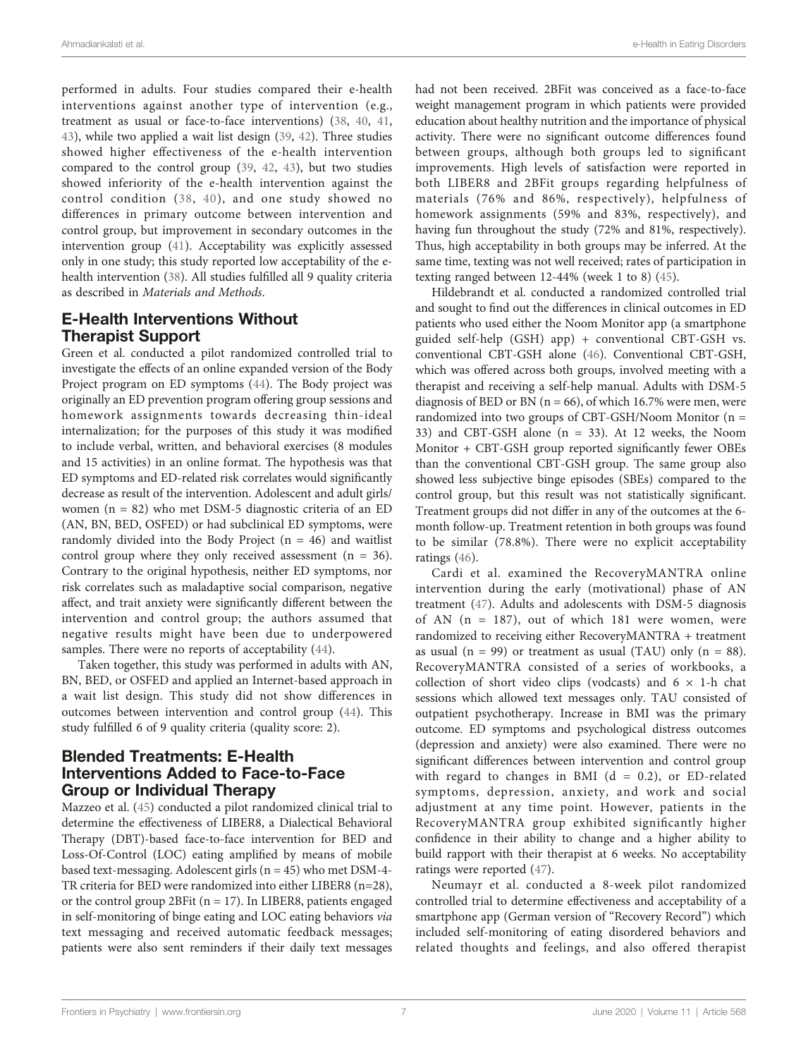performed in adults. Four studies compared their e-health interventions against another type of intervention (e.g., treatment as usual or face-to-face interventions) (38, 40, 41, 43), while two applied a wait list design (39, 42). Three studies showed higher effectiveness of the e-health intervention compared to the control group (39, 42, 43), but two studies showed inferiority of the e-health intervention against the control condition (38, 40), and one study showed no differences in primary outcome between intervention and control group, but improvement in secondary outcomes in the intervention group (41). Acceptability was explicitly assessed only in one study; this study reported low acceptability of the e-health intervention (38). All studies fulfilled all 9 quality criteria as described in *Materials and Methods*.

## E-Health Interventions Without Therapist Support

Green et al. conducted a pilot randomized controlled trial to investigate the effects of an online expanded version of the Body Project program on ED symptoms (44). The Body project was originally an ED prevention program offering group sessions and homework assignments towards decreasing thin-ideal internalization; for the purposes of this study it was modified to include verbal, written, and behavioral exercises (8 modules and 15 activities) in an online format. The hypothesis was that ED symptoms and ED-related risk correlates would significantly decrease as result of the intervention. Adolescent and adult girls/women (n = 82) who met DSM-5 diagnostic criteria of an ED (AN, BN, BED, OSFED) or had subclinical ED symptoms, were randomly divided into the Body Project (n = 46) and waitlist control group where they only received assessment (n = 36). Contrary to the original hypothesis, neither ED symptoms, nor risk correlates such as maladaptive social comparison, negative affect, and trait anxiety were significantly different between the intervention and control group; the authors assumed that negative results might have been due to underpowered samples. There were no reports of acceptability (44).

Taken together, this study was performed in adults with AN, BN, BED, or OSFED and applied an Internet-based approach in a wait list design. This study did not show differences in outcomes between intervention and control group (44). This study fulfilled 6 of 9 quality criteria (quality score: 2).

## Blended Treatments: E-Health Interventions Added to Face-to-Face Group or Individual Therapy

Mazzeo et al. (45) conducted a pilot randomized clinical trial to determine the effectiveness of LIBER8, a Dialectical Behavioral Therapy (DBT)-based face-to-face intervention for BED and Loss-Of-Control (LOC) eating amplified by means of mobile based text-messaging. Adolescent girls (n = 45) who met DSM-4-TR criteria for BED were randomized into either LIBER8 (n=28), or the control group 2BFit (n = 17). In LIBER8, patients engaged in self-monitoring of binge eating and LOC eating behaviors *via* text messaging and received automatic feedback messages; patients were also sent reminders if their daily text messages had not been received. 2BFit was conceived as a face-to-face weight management program in which patients were provided education about healthy nutrition and the importance of physical activity. There were no significant outcome differences found between groups, although both groups led to significant improvements. High levels of satisfaction were reported in both LIBER8 and 2BFit groups regarding helpfulness of materials (76% and 86%, respectively), helpfulness of homework assignments (59% and 83%, respectively), and having fun throughout the study (72% and 81%, respectively). Thus, high acceptability in both groups may be inferred. At the same time, texting was not well received; rates of participation in texting ranged between 12-44% (week 1 to 8) (45).

Hildebrandt et al. conducted a randomized controlled trial and sought to find out the differences in clinical outcomes in ED patients who used either the Noom Monitor app (a smartphone guided self-help (GSH) app) + conventional CBT-GSH vs. conventional CBT-GSH alone (46). Conventional CBT-GSH, which was offered across both groups, involved meeting with a therapist and receiving a self-help manual. Adults with DSM-5 diagnosis of BED or BN (n = 66), of which 16.7% were men, were randomized into two groups of CBT-GSH/Noom Monitor (n = 33) and CBT-GSH alone (n = 33). At 12 weeks, the Noom Monitor + CBT-GSH group reported significantly fewer OBEs than the conventional CBT-GSH group. The same group also showed less subjective binge episodes (SBEs) compared to the control group, but this result was not statistically significant. Treatment groups did not differ in any of the outcomes at the 6-month follow-up. Treatment retention in both groups was found to be similar (78.8%). There were no explicit acceptability ratings (46).

Cardi et al. examined the RecoveryMANTRA online intervention during the early (motivational) phase of AN treatment (47). Adults and adolescents with DSM-5 diagnosis of AN (n = 187), out of which 181 were women, were randomized to receiving either RecoveryMANTRA + treatment as usual (n = 99) or treatment as usual (TAU) only (n = 88). RecoveryMANTRA consisted of a series of workbooks, a collection of short video clips (vodcasts) and 6 × 1-h chat sessions which allowed text messages only. TAU consisted of outpatient psychotherapy. Increase in BMI was the primary outcome. ED symptoms and psychological distress outcomes (depression and anxiety) were also examined. There were no significant differences between intervention and control group with regard to changes in BMI (d = 0.2), or ED-related symptoms, depression, anxiety, and work and social adjustment at any time point. However, patients in the RecoveryMANTRA group exhibited significantly higher confidence in their ability to change and a higher ability to build rapport with their therapist at 6 weeks. No acceptability ratings were reported (47).

Neumayr et al. conducted a 8-week pilot randomized controlled trial to determine effectiveness and acceptability of a smartphone app (German version of "Recovery Record") which included self-monitoring of eating disordered behaviors and related thoughts and feelings, and also offered therapist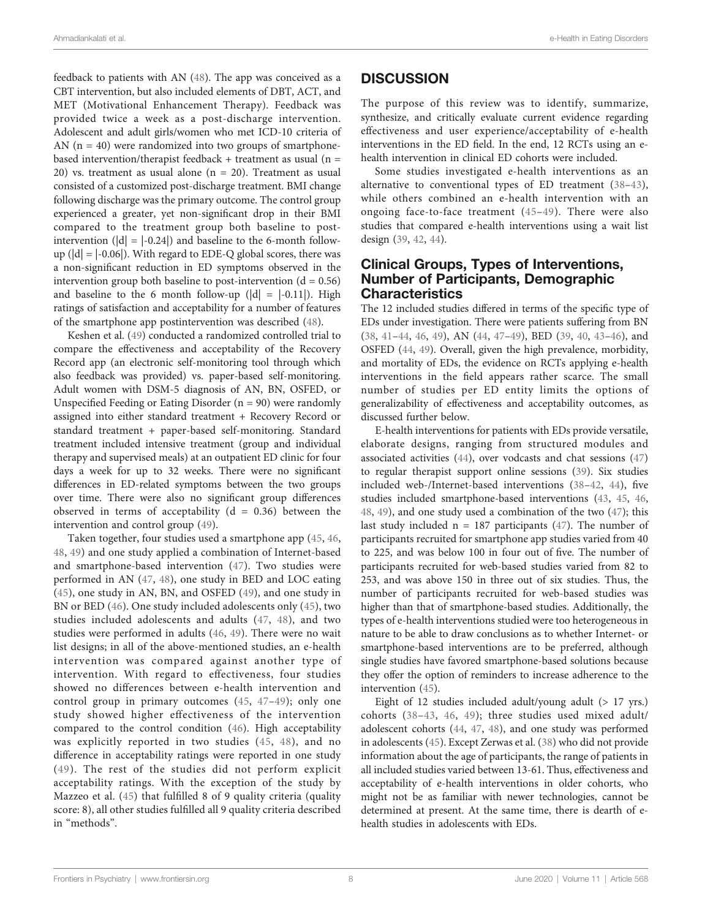feedback to patients with AN (48). The app was conceived as a CBT intervention, but also included elements of DBT, ACT, and MET (Motivational Enhancement Therapy). Feedback was provided twice a week as a post-discharge intervention. Adolescent and adult girls/women who met ICD-10 criteria of AN (n = 40) were randomized into two groups of smartphone-based intervention/therapist feedback + treatment as usual (n = 20) vs. treatment as usual alone (n = 20). Treatment as usual consisted of a customized post-discharge treatment. BMI change following discharge was the primary outcome. The control group experienced a greater, yet non-significant drop in their BMI compared to the treatment group both baseline to post-intervention ($|d| = |-0.24|$) and baseline to the 6-month follow-up ($|d| = |-0.06|$). With regard to EDE-Q global scores, there was a non-significant reduction in ED symptoms observed in the intervention group both baseline to post-intervention (d = 0.56) and baseline to the 6 month follow-up ($|d| = |-0.11|$). High ratings of satisfaction and acceptability for a number of features of the smartphone app postintervention was described (48).

Keshen et al. (49) conducted a randomized controlled trial to compare the effectiveness and acceptability of the Recovery Record app (an electronic self-monitoring tool through which also feedback was provided) vs. paper-based self-monitoring. Adult women with DSM-5 diagnosis of AN, BN, OSFED, or Unspecified Feeding or Eating Disorder (n = 90) were randomly assigned into either standard treatment + Recovery Record or standard treatment + paper-based self-monitoring. Standard treatment included intensive treatment (group and individual therapy and supervised meals) at an outpatient ED clinic for four days a week for up to 32 weeks. There were no significant differences in ED-related symptoms between the two groups over time. There were also no significant group differences observed in terms of acceptability (d = 0.36) between the intervention and control group (49).

Taken together, four studies used a smartphone app (45, 46, 48, 49) and one study applied a combination of Internet-based and smartphone-based intervention (47). Two studies were performed in AN (47, 48), one study in BED and LOC eating (45), one study in AN, BN, and OSFED (49), and one study in BN or BED (46). One study included adolescents only (45), two studies included adolescents and adults (47, 48), and two studies were performed in adults (46, 49). There were no wait list designs; in all of the above-mentioned studies, an e-health intervention was compared against another type of intervention. With regard to effectiveness, four studies showed no differences between e-health intervention and control group in primary outcomes (45, 47–49); only one study showed higher effectiveness of the intervention compared to the control condition (46). High acceptability was explicitly reported in two studies (45, 48), and no difference in acceptability ratings were reported in one study (49). The rest of the studies did not perform explicit acceptability ratings. With the exception of the study by Mazzeo et al. (45) that fulfilled 8 of 9 quality criteria (quality score: 8), all other studies fulfilled all 9 quality criteria described in "methods".

## DISCUSSION

The purpose of this review was to identify, summarize, synthesize, and critically evaluate current evidence regarding effectiveness and user experience/acceptability of e-health interventions in the ED field. In the end, 12 RCTs using an e-health intervention in clinical ED cohorts were included.

Some studies investigated e-health interventions as an alternative to conventional types of ED treatment (38–43), while others combined an e-health intervention with an ongoing face-to-face treatment (45–49). There were also studies that compared e-health interventions using a wait list design (39, 42, 44).

### Clinical Groups, Types of Interventions, Number of Participants, Demographic Characteristics

The 12 included studies differed in terms of the specific type of EDs under investigation. There were patients suffering from BN (38, 41–44, 46, 49), AN (44, 47–49), BED (39, 40, 43–46), and OSFED (44, 49). Overall, given the high prevalence, morbidity, and mortality of EDs, the evidence on RCTs applying e-health interventions in the field appears rather scarce. The small number of studies per ED entity limits the options of generalizability of effectiveness and acceptability outcomes, as discussed further below.

E-health interventions for patients with EDs provide versatile, elaborate designs, ranging from structured modules and associated activities (44), over vodcasts and chat sessions (47) to regular therapist support online sessions (39). Six studies included web-/Internet-based interventions (38–42, 44), five studies included smartphone-based interventions (43, 45, 46, 48, 49), and one study used a combination of the two (47); this last study included n = 187 participants (47). The number of participants recruited for smartphone app studies varied from 40 to 225, and was below 100 in four out of five. The number of participants recruited for web-based studies varied from 82 to 253, and was above 150 in three out of six studies. Thus, the number of participants recruited for web-based studies was higher than that of smartphone-based studies. Additionally, the types of e-health interventions studied were too heterogeneous in nature to be able to draw conclusions as to whether Internet- or smartphone-based interventions are to be preferred, although single studies have favored smartphone-based solutions because they offer the option of reminders to increase adherence to the intervention (45).

Eight of 12 studies included adult/young adult (> 17 yrs.) cohorts (38–43, 46, 49); three studies used mixed adult/adolescent cohorts (44, 47, 48), and one study was performed in adolescents (45). Except Zerwas et al. (38) who did not provide information about the age of participants, the range of patients in all included studies varied between 13-61. Thus, effectiveness and acceptability of e-health interventions in older cohorts, who might not be as familiar with newer technologies, cannot be determined at present. At the same time, there is dearth of e-health studies in adolescents with EDs.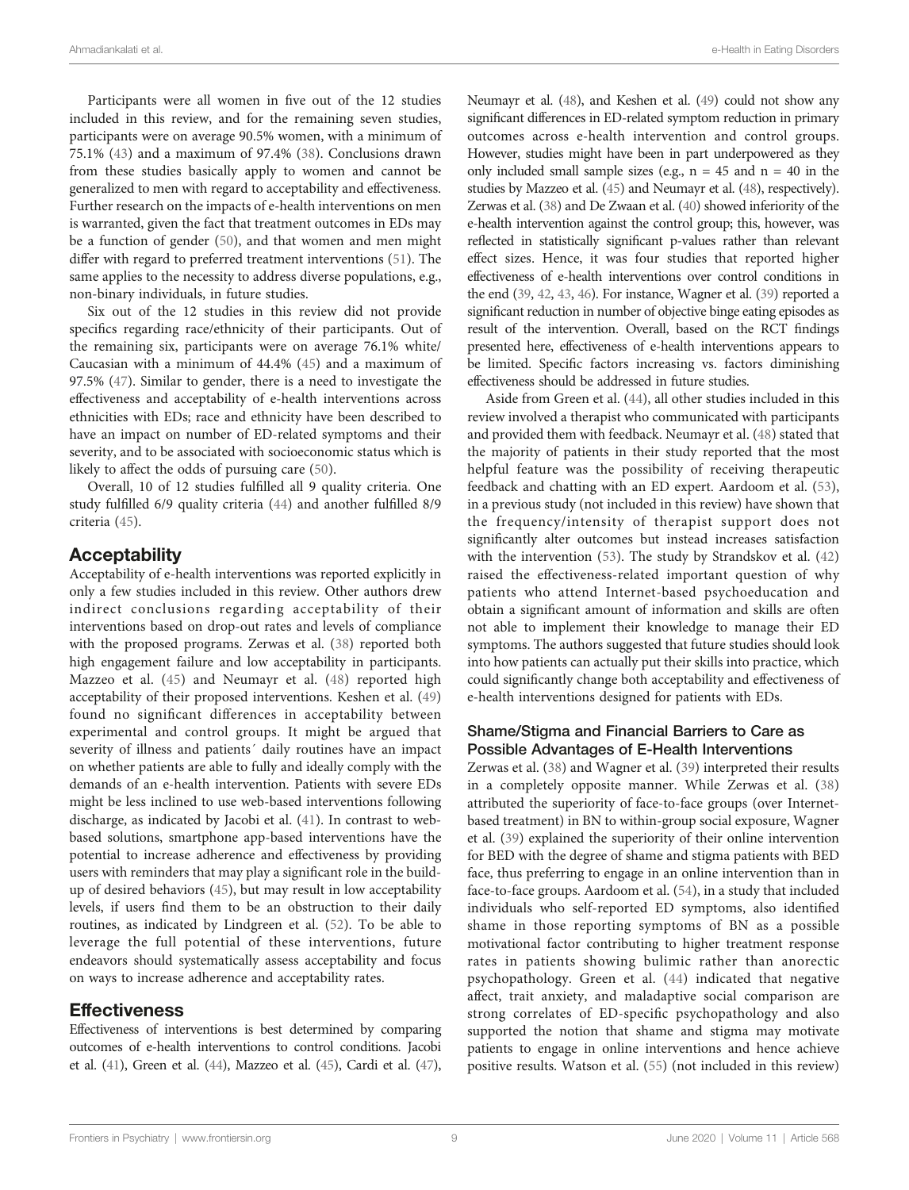Participants were all women in five out of the 12 studies included in this review, and for the remaining seven studies, participants were on average 90.5% women, with a minimum of 75.1% (43) and a maximum of 97.4% (38). Conclusions drawn from these studies basically apply to women and cannot be generalized to men with regard to acceptability and effectiveness. Further research on the impacts of e-health interventions on men is warranted, given the fact that treatment outcomes in EDs may be a function of gender (50), and that women and men might differ with regard to preferred treatment interventions (51). The same applies to the necessity to address diverse populations, e.g., non-binary individuals, in future studies.

Six out of the 12 studies in this review did not provide specifics regarding race/ethnicity of their participants. Out of the remaining six, participants were on average 76.1% white/Caucasian with a minimum of 44.4% (45) and a maximum of 97.5% (47). Similar to gender, there is a need to investigate the effectiveness and acceptability of e-health interventions across ethnicities with EDs; race and ethnicity have been described to have an impact on number of ED-related symptoms and their severity, and to be associated with socioeconomic status which is likely to affect the odds of pursuing care (50).

Overall, 10 of 12 studies fulfilled all 9 quality criteria. One study fulfilled 6/9 quality criteria (44) and another fulfilled 8/9 criteria (45).

## Acceptability

Acceptability of e-health interventions was reported explicitly in only a few studies included in this review. Other authors drew indirect conclusions regarding acceptability of their interventions based on drop-out rates and levels of compliance with the proposed programs. Zerwas et al. (38) reported both high engagement failure and low acceptability in participants. Mazzeo et al. (45) and Neumayr et al. (48) reported high acceptability of their proposed interventions. Keshen et al. (49) found no significant differences in acceptability between experimental and control groups. It might be argued that severity of illness and patients´ daily routines have an impact on whether patients are able to fully and ideally comply with the demands of an e-health intervention. Patients with severe EDs might be less inclined to use web-based interventions following discharge, as indicated by Jacobi et al. (41). In contrast to web-based solutions, smartphone app-based interventions have the potential to increase adherence and effectiveness by providing users with reminders that may play a significant role in the build-up of desired behaviors (45), but may result in low acceptability levels, if users find them to be an obstruction to their daily routines, as indicated by Lindgreen et al. (52). To be able to leverage the full potential of these interventions, future endeavors should systematically assess acceptability and focus on ways to increase adherence and acceptability rates.

## Effectiveness

Effectiveness of interventions is best determined by comparing outcomes of e-health interventions to control conditions. Jacobi et al. (41), Green et al. (44), Mazzeo et al. (45), Cardi et al. (47), Neumayr et al. (48), and Keshen et al. (49) could not show any significant differences in ED-related symptom reduction in primary outcomes across e-health intervention and control groups. However, studies might have been in part underpowered as they only included small sample sizes (e.g., n = 45 and n = 40 in the studies by Mazzeo et al. (45) and Neumayr et al. (48), respectively). Zerwas et al. (38) and De Zwaan et al. (40) showed inferiority of the e-health intervention against the control group; this, however, was reflected in statistically significant p-values rather than relevant effect sizes. Hence, it was four studies that reported higher effectiveness of e-health interventions over control conditions in the end (39, 42, 43, 46). For instance, Wagner et al. (39) reported a significant reduction in number of objective binge eating episodes as result of the intervention. Overall, based on the RCT findings presented here, effectiveness of e-health interventions appears to be limited. Specific factors increasing vs. factors diminishing effectiveness should be addressed in future studies.

Aside from Green et al. (44), all other studies included in this review involved a therapist who communicated with participants and provided them with feedback. Neumayr et al. (48) stated that the majority of patients in their study reported that the most helpful feature was the possibility of receiving therapeutic feedback and chatting with an ED expert. Aardoom et al. (53), in a previous study (not included in this review) have shown that the frequency/intensity of therapist support does not significantly alter outcomes but instead increases satisfaction with the intervention (53). The study by Strandskov et al. (42) raised the effectiveness-related important question of why patients who attend Internet-based psychoeducation and obtain a significant amount of information and skills are often not able to implement their knowledge to manage their ED symptoms. The authors suggested that future studies should look into how patients can actually put their skills into practice, which could significantly change both acceptability and effectiveness of e-health interventions designed for patients with EDs.

### Shame/Stigma and Financial Barriers to Care as Possible Advantages of E-Health Interventions

Zerwas et al. (38) and Wagner et al. (39) interpreted their results in a completely opposite manner. While Zerwas et al. (38) attributed the superiority of face-to-face groups (over Internet-based treatment) in BN to within-group social exposure, Wagner et al. (39) explained the superiority of their online intervention for BED with the degree of shame and stigma patients with BED face, thus preferring to engage in an online intervention than in face-to-face groups. Aardoom et al. (54), in a study that included individuals who self-reported ED symptoms, also identified shame in those reporting symptoms of BN as a possible motivational factor contributing to higher treatment response rates in patients showing bulimic rather than anorectic psychopathology. Green et al. (44) indicated that negative affect, trait anxiety, and maladaptive social comparison are strong correlates of ED-specific psychopathology and also supported the notion that shame and stigma may motivate patients to engage in online interventions and hence achieve positive results. Watson et al. (55) (not included in this review)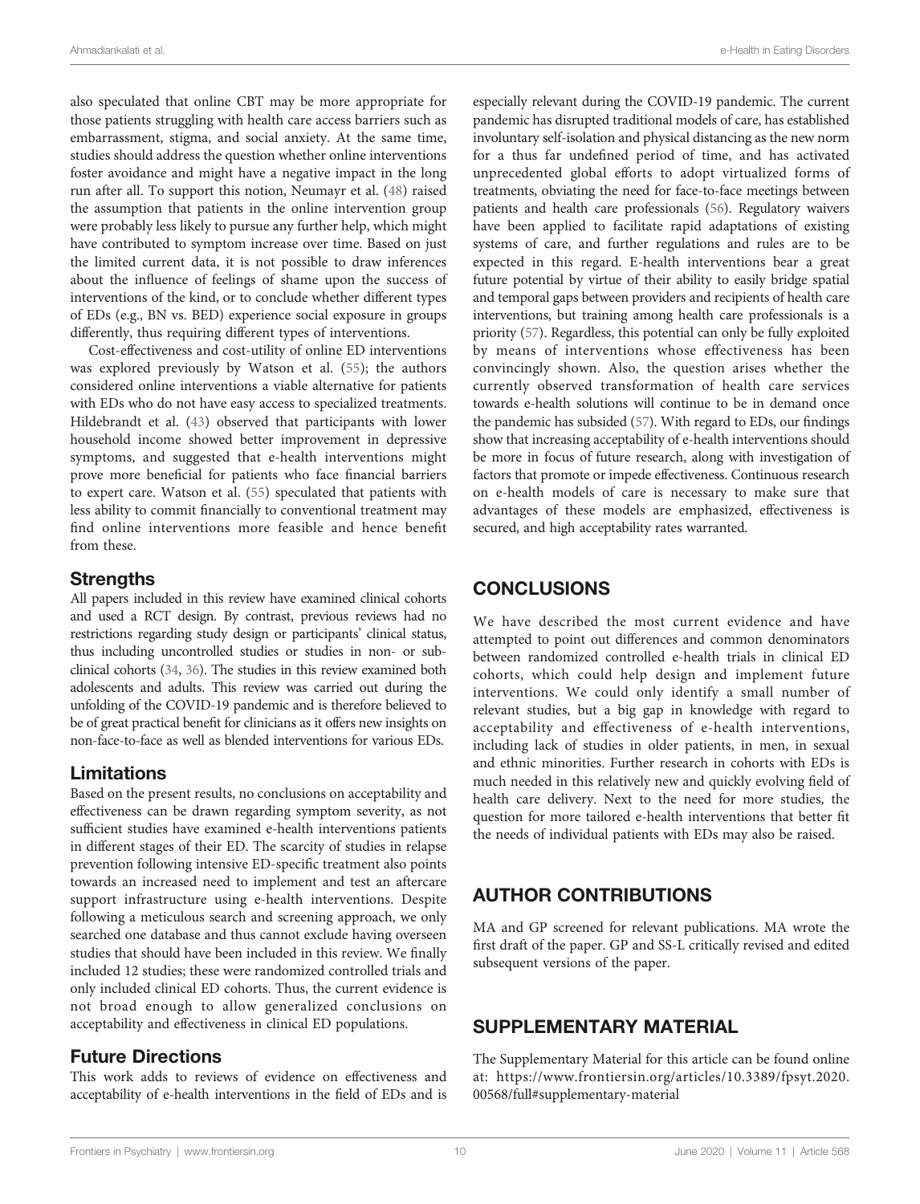also speculated that online CBT may be more appropriate for those patients struggling with health care access barriers such as embarrassment, stigma, and social anxiety. At the same time, studies should address the question whether online interventions foster avoidance and might have a negative impact in the long run after all. To support this notion, Neumayr et al. (48) raised the assumption that patients in the online intervention group were probably less likely to pursue any further help, which might have contributed to symptom increase over time. Based on just the limited current data, it is not possible to draw inferences about the influence of feelings of shame upon the success of interventions of the kind, or to conclude whether different types of EDs (e.g., BN vs. BED) experience social exposure in groups differently, thus requiring different types of interventions.

Cost-effectiveness and cost-utility of online ED interventions was explored previously by Watson et al. (55); the authors considered online interventions a viable alternative for patients with EDs who do not have easy access to specialized treatments. Hildebrandt et al. (43) observed that participants with lower household income showed better improvement in depressive symptoms, and suggested that e-health interventions might prove more beneficial for patients who face financial barriers to expert care. Watson et al. (55) speculated that patients with less ability to commit financially to conventional treatment may find online interventions more feasible and hence benefit from these.

### Strengths

All papers included in this review have examined clinical cohorts and used a RCT design. By contrast, previous reviews had no restrictions regarding study design or participants' clinical status, thus including uncontrolled studies or studies in non- or sub-clinical cohorts (34, 36). The studies in this review examined both adolescents and adults. This review was carried out during the unfolding of the COVID-19 pandemic and is therefore believed to be of great practical benefit for clinicians as it offers new insights on non-face-to-face as well as blended interventions for various EDs.

### Limitations

Based on the present results, no conclusions on acceptability and effectiveness can be drawn regarding symptom severity, as not sufficient studies have examined e-health interventions patients in different stages of their ED. The scarcity of studies in relapse prevention following intensive ED-specific treatment also points towards an increased need to implement and test an aftercare support infrastructure using e-health interventions. Despite following a meticulous search and screening approach, we only searched one database and thus cannot exclude having overseen studies that should have been included in this review. We finally included 12 studies; these were randomized controlled trials and only included clinical ED cohorts. Thus, the current evidence is not broad enough to allow generalized conclusions on acceptability and effectiveness in clinical ED populations.

### Future Directions

This work adds to reviews of evidence on effectiveness and acceptability of e-health interventions in the field of EDs and is especially relevant during the COVID-19 pandemic. The current pandemic has disrupted traditional models of care, has established involuntary self-isolation and physical distancing as the new norm for a thus far undefined period of time, and has activated unprecedented global efforts to adopt virtualized forms of treatments, obviating the need for face-to-face meetings between patients and health care professionals (56). Regulatory waivers have been applied to facilitate rapid adaptations of existing systems of care, and further regulations and rules are to be expected in this regard. E-health interventions bear a great future potential by virtue of their ability to easily bridge spatial and temporal gaps between providers and recipients of health care interventions, but training among health care professionals is a priority (57). Regardless, this potential can only be fully exploited by means of interventions whose effectiveness has been convincingly shown. Also, the question arises whether the currently observed transformation of health care services towards e-health solutions will continue to be in demand once the pandemic has subsided (57). With regard to EDs, our findings show that increasing acceptability of e-health interventions should be more in focus of future research, along with investigation of factors that promote or impede effectiveness. Continuous research on e-health models of care is necessary to make sure that advantages of these models are emphasized, effectiveness is secured, and high acceptability rates warranted.

## CONCLUSIONS

We have described the most current evidence and have attempted to point out differences and common denominators between randomized controlled e-health trials in clinical ED cohorts, which could help design and implement future interventions. We could only identify a small number of relevant studies, but a big gap in knowledge with regard to acceptability and effectiveness of e-health interventions, including lack of studies in older patients, in men, in sexual and ethnic minorities. Further research in cohorts with EDs is much needed in this relatively new and quickly evolving field of health care delivery. Next to the need for more studies, the question for more tailored e-health interventions that better fit the needs of individual patients with EDs may also be raised.

## AUTHOR CONTRIBUTIONS

MA and GP screened for relevant publications. MA wrote the first draft of the paper. GP and SS-L critically revised and edited subsequent versions of the paper.

## SUPPLEMENTARY MATERIAL

The Supplementary Material for this article can be found online at: https://www.frontiersin.org/articles/10.3389/fpsyt.2020.00568/full#supplementary-material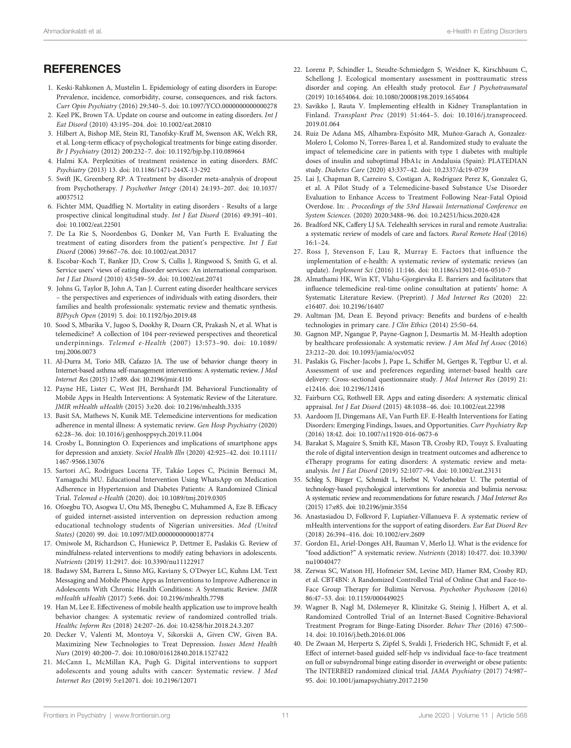## REFERENCES

1. Keski-Rahkonen A, Mustelin L. Epidemiology of eating disorders in Europe: Prevalence, incidence, comorbidity, course, consequences, and risk factors. *Curr Opin Psychiatry* (2016) 29:340–5. doi: 10.1097/YCO.0000000000000278
2. Keel PK, Brown TA. Update on course and outcome in eating disorders. *Int J Eat Disord* (2010) 43:195–204. doi: 10.1002/eat.20810
3. Hilbert A, Bishop ME, Stein RI, Tanofsky-Kraff M, Swenson AK, Welch RR, et al. Long-term efficacy of psychological treatments for binge eating disorder. *Br J Psychiatry* (2012) 200:232–7. doi: 10.1192/bjp.bp.110.089664
4. Halmi KA. Perplexities of treatment resistence in eating disorders. *BMC Psychiatry* (2013) 13. doi: 10.1186/1471-244X-13-292
5. Swift JK, Greenberg RP. A Treatment by disorder meta-analysis of dropout from Psychotherapy. *J Psychother Integr* (2014) 24:193–207. doi: 10.1037/a0037512
6. Fichter MM, Quadflieg N. Mortality in eating disorders - Results of a large prospective clinical longitudinal study. *Int J Eat Disord* (2016) 49:391–401. doi: 10.1002/eat.22501
7. De La Rie S, Noordenbos G, Donker M, Van Furth E. Evaluating the treatment of eating disorders from the patient's perspective. *Int J Eat Disord* (2006) 39:667–76. doi: 10.1002/eat.20317
8. Escobar-Koch T, Banker JD, Crow S, Cullis J, Ringwood S, Smith G, et al. Service users' views of eating disorder services: An international comparison. *Int J Eat Disord* (2010) 43:549–59. doi: 10.1002/eat.20741
9. Johns G, Taylor B, John A, Tan J. Current eating disorder healthcare services – the perspectives and experiences of individuals with eating disorders, their families and health professionals: systematic review and thematic synthesis. *BJPsych Open* (2019) 5. doi: 10.1192/bjo.2019.48
10. Sood S, Mbarika V, Jugoo S, Dookhy R, Doarn CR, Prakash N, et al. What is telemedicine? A collection of 104 peer-reviewed perspectives and theoretical underpinnings. *Telemed e-Health* (2007) 13:573–90. doi: 10.1089/tmj.2006.0073
11. Al-Durra M, Torio MB, Cafazzo JA. The use of behavior change theory in Internet-based asthma self-management interventions: A systematic review. *J Med Internet Res* (2015) 17:e89. doi: 10.2196/jmir.4110
12. Payne HE, Lister C, West JH, Bernhardt JM. Behavioral Functionality of Mobile Apps in Health Interventions: A Systematic Review of the Literature. *JMIR mHealth uHealth* (2015) 3:e20. doi: 10.2196/mhealth.3335
13. Basit SA, Mathews N, Kunik ME. Telemedicine interventions for medication adherence in mental illness: A systematic review. *Gen Hosp Psychiatry* (2020) 62:28–36. doi: 10.1016/j.genhosppsych.2019.11.004
14. Crosby L, Bonnington O. Experiences and implications of smartphone apps for depression and anxiety. *Sociol Health Illn* (2020) 42:925–42. doi: 10.1111/1467-9566.13076
15. Sartori AC, Rodrigues Lucena TF, Takáo Lopes C, Picinin Bernuci M, Yamaguchi MU. Educational Intervention Using WhatsApp on Medication Adherence in Hypertension and Diabetes Patients: A Randomized Clinical Trial. *Telemed e-Health* (2020). doi: 10.1089/tmj.2019.0305
16. Ofoegbu TO, Asogwa U, Otu MS, Ibenegbu C, Muhammed A, Eze B. Efficacy of guided internet-assisted intervention on depression reduction among educational technology students of Nigerian universities. *Med (United States)* (2020) 99. doi: 10.1097/MD.0000000000018774
17. Omiwole M, Richardson C, Huniewicz P, Dettmer E, Paslakis G. Review of mindfulness-related interventions to modify eating behaviors in adolescents. *Nutrients* (2019) 11:2917. doi: 10.3390/nu11122917
18. Badawy SM, Barrera L, Sinno MG, Kaviany S, O'Dwyer LC, Kuhns LM. Text Messaging and Mobile Phone Apps as Interventions to Improve Adherence in Adolescents With Chronic Health Conditions: A Systematic Review. *JMIR mHealth uHealth* (2017) 5:e66. doi: 10.2196/mhealth.7798
19. Han M, Lee E. Effectiveness of mobile health application use to improve health behavior changes: A systematic review of randomized controlled trials. *Healthc Inform Res* (2018) 24:207–26. doi: 10.4258/hir.2018.24.3.207
20. Decker V, Valenti M, Montoya V, Sikorskii A, Given CW, Given BA. Maximizing New Technologies to Treat Depression. *Issues Ment Health Nurs* (2019) 40:200–7. doi: 10.1080/01612840.2018.1527422
21. McCann L, McMillan KA, Pugh G. Digital interventions to support adolescents and young adults with cancer: Systematic review. *J Med Internet Res* (2019) 5:e12071. doi: 10.2196/12071
22. Lorenz P, Schindler L, Steudte-Schmiedgen S, Weidner K, Kirschbaum C, Schellong J. Ecological momentary assessment in posttraumatic stress disorder and coping. An eHealth study protocol. *Eur J Psychotraumatol* (2019) 10:1654064. doi: 10.1080/20008198.2019.1654064
23. Savikko J, Rauta V. Implementing eHealth in Kidney Transplantation in Finland. *Transplant Proc* (2019) 51:464–5. doi: 10.1016/j.transproceed.2019.01.064
24. Ruiz De Adana MS, Alhambra-Expósito MR, Muñoz-Garach A, Gonzalez-Molero I, Colomo N, Torres-Barea I, et al. Randomized study to evaluate the impact of telemedicine care in patients with type 1 diabetes with multiple doses of insulin and suboptimal HbA1c in Andalusia (Spain): PLATEDIAN study. *Diabetes Care* (2020) 43:337–42. doi: 10.2337/dc19-0739
25. Lai J, Chapman B, Carreiro S, Costigan A, Rodriguez Perez K, Gonzalez G, et al. A Pilot Study of a Telemedicine-based Substance Use Disorder Evaluation to Enhance Access to Treatment Following Near-Fatal Opioid Overdose. In: . *Proceedings of the 53rd Hawaii International Conference on System Sciences*. (2020) 2020:3488–96. doi: 10.24251/hicss.2020.428
26. Bradford NK, Caffery LJ SA. Telehealth services in rural and remote Australia: a systematic review of models of care and factors. *Rural Remote Heal* (2016) 16:1–24.
27. Ross J, Stevenson F, Lau R, Murray E. Factors that influence the implementation of e-health: A systematic review of systematic reviews (an update). *Implement Sci* (2016) 11:146. doi: 10.1186/s13012-016-0510-7
28. Almathami HK, Win KT, Vlahu-Gjorgievska E. Barriers and facilitators that influence telemedicine real-time online consultation at patients' home: A Systematic Literature Review. (Preprint). *J Med Internet Res* (2020) 22: e16407. doi: 10.2196/16407
29. Aultman JM, Dean E. Beyond privacy: Benefits and burdens of e-health technologies in primary care. *J Clin Ethics* (2014) 25:50–64.
30. Gagnon MP, Ngangue P, Payne-Gagnon J, Desmartis M. M-Health adoption by healthcare professionals: A systematic review. *J Am Med Inf Assoc* (2016) 23:212–20. doi: 10.1093/jamia/ocv052
31. Paslakis G, Fischer-Jacobs J, Pape L, Schiffer M, Gertges R, Tegtbur U, et al. Assessment of use and preferences regarding internet-based health care delivery: Cross-sectional questionnaire study. *J Med Internet Res* (2019) 21: e12416. doi: 10.2196/12416
32. Fairburn CG, Rothwell ER. Apps and eating disorders: A systematic clinical appraisal. *Int J Eat Disord* (2015) 48:1038–46. doi: 10.1002/eat.22398
33. Aardoom JJ, Dingemans AE, Van Furth EF. E-Health Interventions for Eating Disorders: Emerging Findings, Issues, and Opportunities. *Curr Psychiatry Rep* (2016) 18:42. doi: 10.1007/s11920-016-0673-6
34. Barakat S, Maguire S, Smith KE, Mason TB, Crosby RD, Touyz S. Evaluating the role of digital intervention design in treatment outcomes and adherence to eTherapy programs for eating disorders: A systematic review and meta-analysis. *Int J Eat Disord* (2019) 52:1077–94. doi: 10.1002/eat.23131
35. Schleg S, Bürger C, Schmidt L, Herbst N, Voderholzer U. The potential of technology-based psychological interventions for anorexia and bulimia nervosa: A systematic review and recommendations for future research. *J Med Internet Res* (2015) 17:e85. doi: 10.2196/jmir.3554
36. Anastasiadou D, Folkvord F, Lupiañez-Villanueva F. A systematic review of mHealth interventions for the support of eating disorders. *Eur Eat Disord Rev* (2018) 26:394–416. doi: 10.1002/erv.2609
37. Gordon EL, Ariel-Donges AH, Bauman V, Merlo LJ. What is the evidence for "food addiction?" A systematic review. *Nutrients* (2018) 10:477. doi: 10.3390/nu10040477
38. Zerwas SC, Watson HJ, Hofmeier SM, Levine MD, Hamer RM, Crosby RD, et al. CBT4BN: A Randomized Controlled Trial of Online Chat and Face-to-Face Group Therapy for Bulimia Nervosa. *Psychother Psychosom* (2016) 86:47–53. doi: 10.1159/000449025
39. Wagner B, Nagl M, Dölemeyer R, Klinitzke G, Steinig J, Hilbert A, et al. Randomized Controlled Trial of an Internet-Based Cognitive-Behavioral Treatment Program for Binge-Eating Disorder. *Behav Ther* (2016) 47:500–14. doi: 10.1016/j.beth.2016.01.006
40. De Zwaan M, Herpertz S, Zipfel S, Svaldi J, Friederich HC, Schmidt F, et al. Effect of internet-based guided self-help vs individual face-to-face treatment on full or subsyndromal binge eating disorder in overweight or obese patients: The INTERBED randomized clinical trial. *JAMA Psychiatry* (2017) 74:987–95. doi: 10.1001/jamapsychiatry.2017.2150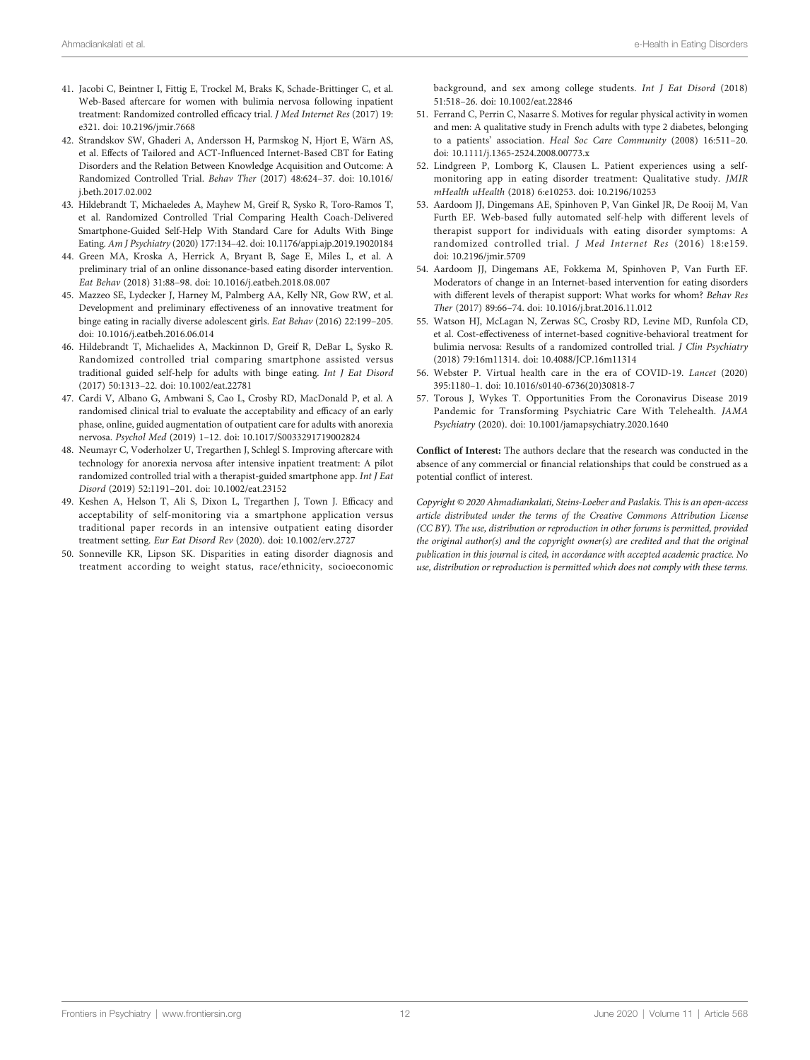41. Jacobi C, Beintner I, Fittig E, Trockel M, Braks K, Schade-Brittinger C, et al. Web-Based aftercare for women with bulimia nervosa following inpatient treatment: Randomized controlled efficacy trial. *J Med Internet Res* (2017) 19: e321. doi: 10.2196/jmir.7668
42. Strandskov SW, Ghaderi A, Andersson H, Parmskog N, Hjort E, Wärn AS, et al. Effects of Tailored and ACT-Influenced Internet-Based CBT for Eating Disorders and the Relation Between Knowledge Acquisition and Outcome: A Randomized Controlled Trial. *Behav Ther* (2017) 48:624–37. doi: 10.1016/j.beth.2017.02.002
43. Hildebrandt T, Michaeledes A, Mayhew M, Greif R, Sysko R, Toro-Ramos T, et al. Randomized Controlled Trial Comparing Health Coach-Delivered Smartphone-Guided Self-Help With Standard Care for Adults With Binge Eating. *Am J Psychiatry* (2020) 177:134–42. doi: 10.1176/appi.ajp.2019.19020184
44. Green MA, Kroska A, Herrick A, Bryant B, Sage E, Miles L, et al. A preliminary trial of an online dissonance-based eating disorder intervention. *Eat Behav* (2018) 31:88–98. doi: 10.1016/j.eatbeh.2018.08.007
45. Mazzeo SE, Lydecker J, Harney M, Palmberg AA, Kelly NR, Gow RW, et al. Development and preliminary effectiveness of an innovative treatment for binge eating in racially diverse adolescent girls. *Eat Behav* (2016) 22:199–205. doi: 10.1016/j.eatbeh.2016.06.014
46. Hildebrandt T, Michaelides A, Mackinnon D, Greif R, DeBar L, Sysko R. Randomized controlled trial comparing smartphone assisted versus traditional guided self-help for adults with binge eating. *Int J Eat Disord* (2017) 50:1313–22. doi: 10.1002/eat.22781
47. Cardi V, Albano G, Ambwani S, Cao L, Crosby RD, MacDonald P, et al. A randomised clinical trial to evaluate the acceptability and efficacy of an early phase, online, guided augmentation of outpatient care for adults with anorexia nervosa. *Psychol Med* (2019) 1–12. doi: 10.1017/S0033291719002824
48. Neumayr C, Voderholzer U, Tregarthen J, Schlegl S. Improving aftercare with technology for anorexia nervosa after intensive inpatient treatment: A pilot randomized controlled trial with a therapist-guided smartphone app. *Int J Eat Disord* (2019) 52:1191–201. doi: 10.1002/eat.23152
49. Keshen A, Helson T, Ali S, Dixon L, Tregarthen J, Town J. Efficacy and acceptability of self-monitoring via a smartphone application versus traditional paper records in an intensive outpatient eating disorder treatment setting. *Eur Eat Disord Rev* (2020). doi: 10.1002/erv.2727
50. Sonneville KR, Lipson SK. Disparities in eating disorder diagnosis and treatment according to weight status, race/ethnicity, socioeconomic background, and sex among college students. *Int J Eat Disord* (2018) 51:518–26. doi: 10.1002/eat.22846
51. Ferrand C, Perrin C, Nasarre S. Motives for regular physical activity in women and men: A qualitative study in French adults with type 2 diabetes, belonging to a patients' association. *Heal Soc Care Community* (2008) 16:511–20. doi: 10.1111/j.1365-2524.2008.00773.x
52. Lindgreen P, Lomborg K, Clausen L. Patient experiences using a self-monitoring app in eating disorder treatment: Qualitative study. *JMIR mHealth uHealth* (2018) 6:e10253. doi: 10.2196/10253
53. Aardoom JJ, Dingemans AE, Spinhoven P, Van Ginkel JR, De Rooij M, Van Furth EF. Web-based fully automated self-help with different levels of therapist support for individuals with eating disorder symptoms: A randomized controlled trial. *J Med Internet Res* (2016) 18:e159. doi: 10.2196/jmir.5709
54. Aardoom JJ, Dingemans AE, Fokkema M, Spinhoven P, Van Furth EF. Moderators of change in an Internet-based intervention for eating disorders with different levels of therapist support: What works for whom? *Behav Res Ther* (2017) 89:66–74. doi: 10.1016/j.brat.2016.11.012
55. Watson HJ, McLagan N, Zerwas SC, Crosby RD, Levine MD, Runfola CD, et al. Cost-effectiveness of internet-based cognitive-behavioral treatment for bulimia nervosa: Results of a randomized controlled trial. *J Clin Psychiatry* (2018) 79:16m11314. doi: 10.4088/JCP.16m11314
56. Webster P. Virtual health care in the era of COVID-19. *Lancet* (2020) 395:1180–1. doi: 10.1016/s0140-6736(20)30818-7
57. Torous J, Wykes T. Opportunities From the Coronavirus Disease 2019 Pandemic for Transforming Psychiatric Care With Telehealth. *JAMA Psychiatry* (2020). doi: 10.1001/jamapsychiatry.2020.1640

**Conflict of Interest:** The authors declare that the research was conducted in the absence of any commercial or financial relationships that could be construed as a potential conflict of interest.

*Copyright © 2020 Ahmadiankalati, Steins-Loeber and Paslakis. This is an open-access article distributed under the terms of the Creative Commons Attribution License (CC BY). The use, distribution or reproduction in other forums is permitted, provided the original author(s) and the copyright owner(s) are credited and that the original publication in this journal is cited, in accordance with accepted academic practice. No use, distribution or reproduction is permitted which does not comply with these terms.*